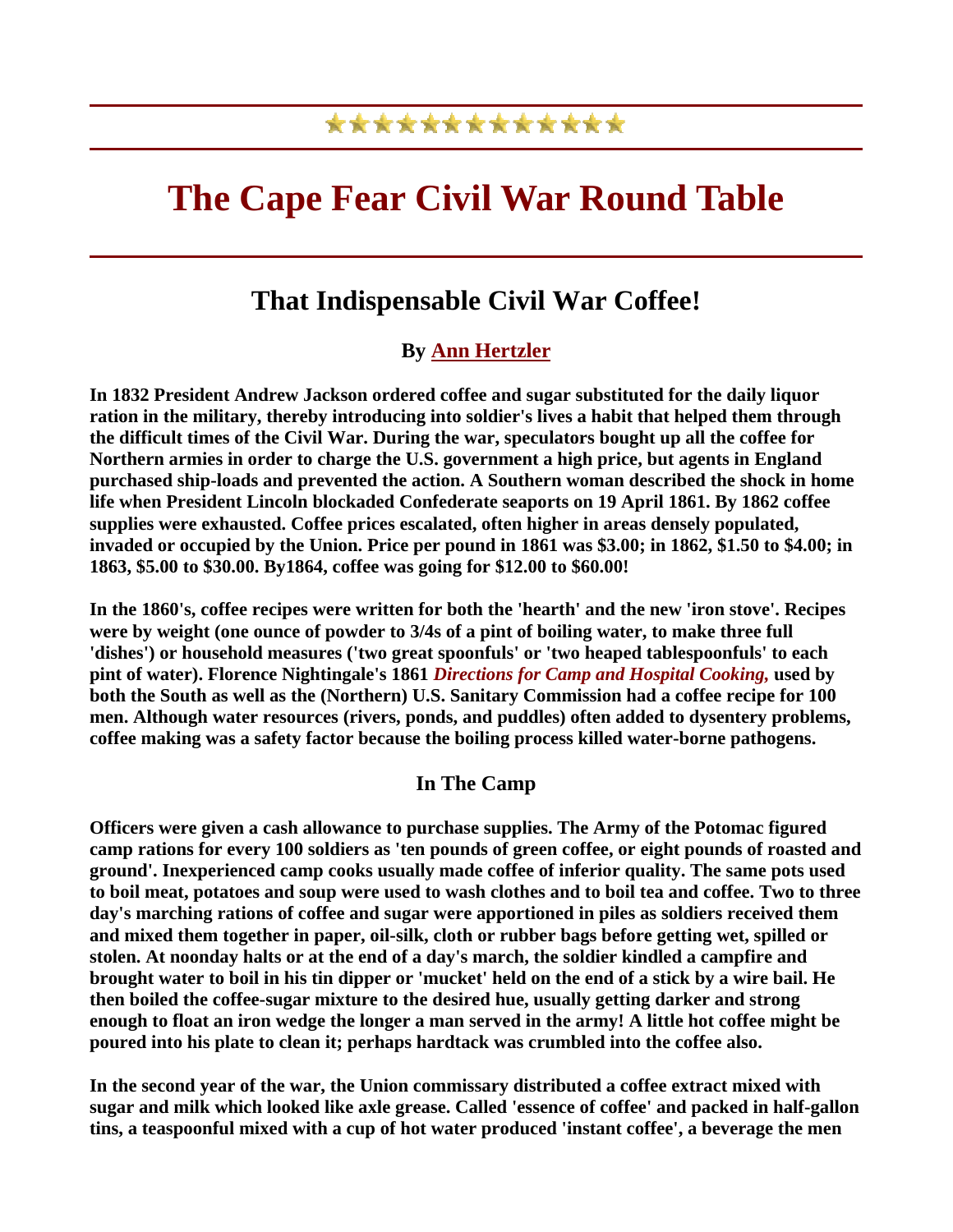# The Cape Fear Civil War Round Table

## That Indispensable Civil War Coffee!

### By Ann Hertzler

**In 1832 President Andrew Jackson ordered coffee and sugar substituted for the daily liquor ration in the military, thereby introducing into soldier's lives a habit that helped them through the difficult times of the Civil War. During the war, speculators bought up all the coffee for Northern armies in order to charge the U.S. government a high price, but agents in England purchased ship-loads and prevented the action. A Southern woman described the shock in home life when President Lincoln blockaded Confederate seaports on 19 April 1861. By 1862 coffee supplies were exhausted. Coffee prices escalated, often higher in areas densely populated, invaded or occupied by the Union. Price per pound in 1861 was $3.00; in 1862, $1.50 to $4.00; in 1863, $5.00 to $30.00. By1864, coffee was going for $12.00 to $60.00!**

**In the 1860's, coffee recipes were written for both the 'hearth' and the new 'iron stove'. Recipes were by weight (one ounce of powder to 3/4s of a pint of boiling water, to make three full 'dishes') or household measures ('two great spoonfuls' or 'two heaped tablespoonfuls' to each pint of water). Florence Nightingale's 1861 *Directions for Camp and Hospital Cooking,* used by both the South as well as the (Northern) U.S. Sanitary Commission had a coffee recipe for 100 men. Although water resources (rivers, ponds, and puddles) often added to dysentery problems, coffee making was a safety factor because the boiling process killed water-borne pathogens.**

### In The Camp

**Officers were given a cash allowance to purchase supplies. The Army of the Potomac figured camp rations for every 100 soldiers as 'ten pounds of green coffee, or eight pounds of roasted and ground'. Inexperienced camp cooks usually made coffee of inferior quality. The same pots used to boil meat, potatoes and soup were used to wash clothes and to boil tea and coffee. Two to three day's marching rations of coffee and sugar were apportioned in piles as soldiers received them and mixed them together in paper, oil-silk, cloth or rubber bags before getting wet, spilled or stolen. At noonday halts or at the end of a day's march, the soldier kindled a campfire and brought water to boil in his tin dipper or 'mucket' held on the end of a stick by a wire bail. He then boiled the coffee-sugar mixture to the desired hue, usually getting darker and strong enough to float an iron wedge the longer a man served in the army! A little hot coffee might be poured into his plate to clean it; perhaps hardtack was crumbled into the coffee also.**

**In the second year of the war, the Union commissary distributed a coffee extract mixed with sugar and milk which looked like axle grease. Called 'essence of coffee' and packed in half-gallon tins, a teaspoonful mixed with a cup of hot water produced 'instant coffee', a beverage the men**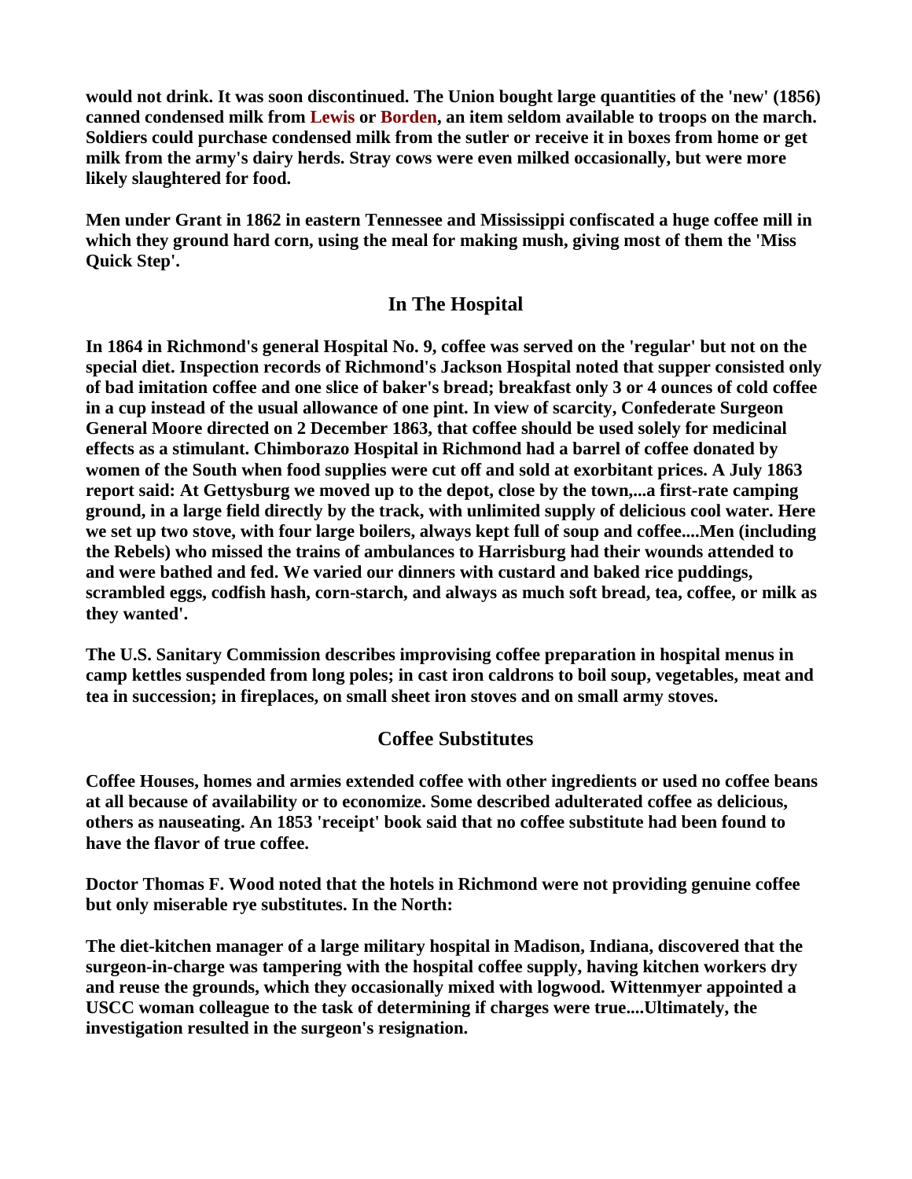**would not drink. It was soon discontinued. The Union bought large quantities of the 'new' (1856) canned condensed milk from Lewis or Borden, an item seldom available to troops on the march. Soldiers could purchase condensed milk from the sutler or receive it in boxes from home or get milk from the army's dairy herds. Stray cows were even milked occasionally, but were more likely slaughtered for food.**

**Men under Grant in 1862 in eastern Tennessee and Mississippi confiscated a huge coffee mill in which they ground hard corn, using the meal for making mush, giving most of them the 'Miss Quick Step'.**

## In The Hospital

**In 1864 in Richmond's general Hospital No. 9, coffee was served on the 'regular' but not on the special diet. Inspection records of Richmond's Jackson Hospital noted that supper consisted only of bad imitation coffee and one slice of baker's bread; breakfast only 3 or 4 ounces of cold coffee in a cup instead of the usual allowance of one pint. In view of scarcity, Confederate Surgeon General Moore directed on 2 December 1863, that coffee should be used solely for medicinal effects as a stimulant. Chimborazo Hospital in Richmond had a barrel of coffee donated by women of the South when food supplies were cut off and sold at exorbitant prices. A July 1863 report said: At Gettysburg we moved up to the depot, close by the town,...a first-rate camping ground, in a large field directly by the track, with unlimited supply of delicious cool water. Here we set up two stove, with four large boilers, always kept full of soup and coffee....Men (including the Rebels) who missed the trains of ambulances to Harrisburg had their wounds attended to and were bathed and fed. We varied our dinners with custard and baked rice puddings, scrambled eggs, codfish hash, corn-starch, and always as much soft bread, tea, coffee, or milk as they wanted'.**

**The U.S. Sanitary Commission describes improvising coffee preparation in hospital menus in camp kettles suspended from long poles; in cast iron caldrons to boil soup, vegetables, meat and tea in succession; in fireplaces, on small sheet iron stoves and on small army stoves.**

## Coffee Substitutes

**Coffee Houses, homes and armies extended coffee with other ingredients or used no coffee beans at all because of availability or to economize. Some described adulterated coffee as delicious, others as nauseating. An 1853 'receipt' book said that no coffee substitute had been found to have the flavor of true coffee.**

**Doctor Thomas F. Wood noted that the hotels in Richmond were not providing genuine coffee but only miserable rye substitutes. In the North:**

**The diet-kitchen manager of a large military hospital in Madison, Indiana, discovered that the surgeon-in-charge was tampering with the hospital coffee supply, having kitchen workers dry and reuse the grounds, which they occasionally mixed with logwood. Wittenmyer appointed a USCC woman colleague to the task of determining if charges were true....Ultimately, the investigation resulted in the surgeon's resignation.**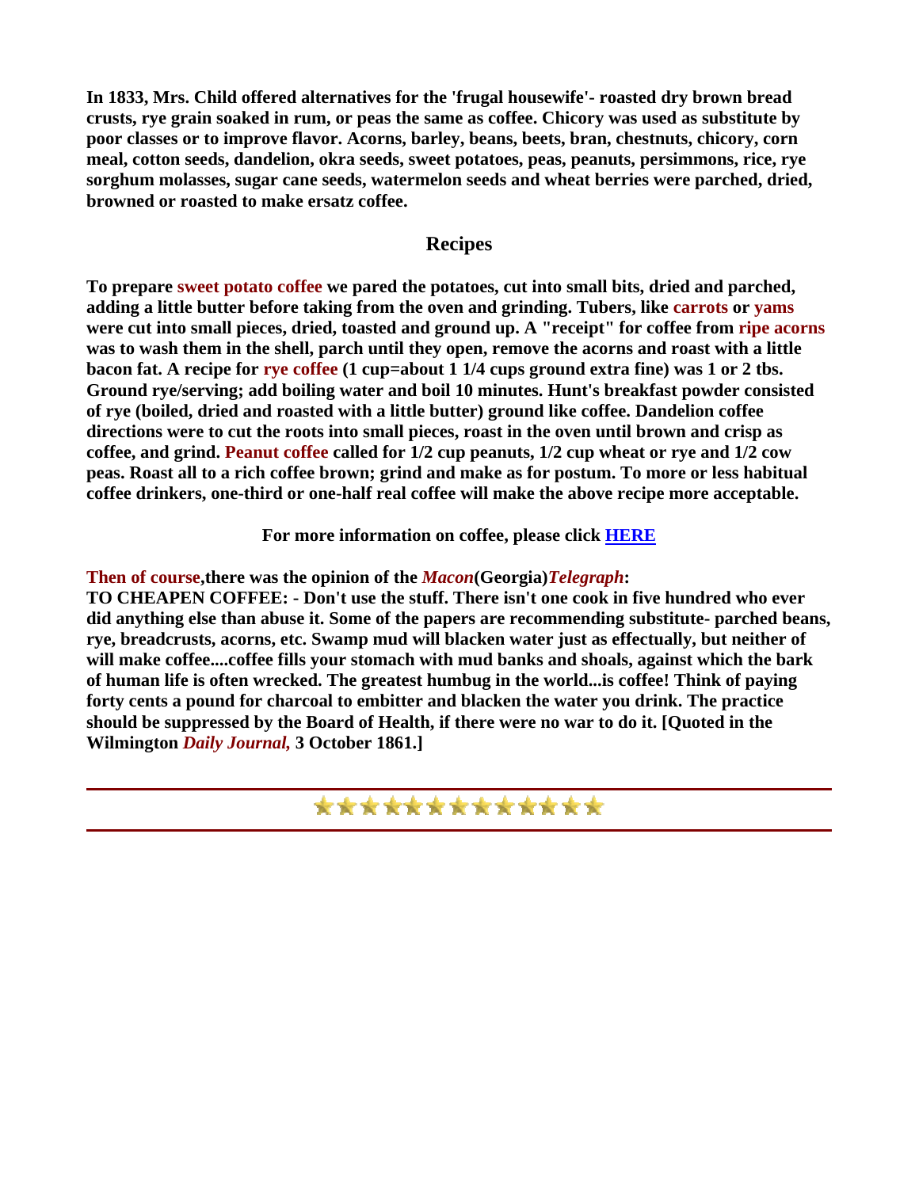**In 1833, Mrs. Child offered alternatives for the 'frugal housewife'- roasted dry brown bread crusts, rye grain soaked in rum, or peas the same as coffee. Chicory was used as substitute by poor classes or to improve flavor. Acorns, barley, beans, beets, bran, chestnuts, chicory, corn meal, cotton seeds, dandelion, okra seeds, sweet potatoes, peas, peanuts, persimmons, rice, rye sorghum molasses, sugar cane seeds, watermelon seeds and wheat berries were parched, dried, browned or roasted to make ersatz coffee.**

## Recipes

**To prepare sweet potato coffee we pared the potatoes, cut into small bits, dried and parched, adding a little butter before taking from the oven and grinding. Tubers, like carrots or yams were cut into small pieces, dried, toasted and ground up. A "receipt" for coffee from ripe acorns was to wash them in the shell, parch until they open, remove the acorns and roast with a little bacon fat. A recipe for rye coffee (1 cup=about 1 1/4 cups ground extra fine) was 1 or 2 tbs. Ground rye/serving; add boiling water and boil 10 minutes. Hunt's breakfast powder consisted of rye (boiled, dried and roasted with a little butter) ground like coffee. Dandelion coffee directions were to cut the roots into small pieces, roast in the oven until brown and crisp as coffee, and grind. Peanut coffee called for 1/2 cup peanuts, 1/2 cup wheat or rye and 1/2 cow peas. Roast all to a rich coffee brown; grind and make as for postum. To more or less habitual coffee drinkers, one-third or one-half real coffee will make the above recipe more acceptable.**

**For more information on coffee, please click HERE**

**Then of course,there was the opinion of the *Macon*(Georgia)*Telegraph*:**
**TO CHEAPEN COFFEE: - Don't use the stuff. There isn't one cook in five hundred who ever did anything else than abuse it. Some of the papers are recommending substitute- parched beans, rye, breadcrusts, acorns, etc. Swamp mud will blacken water just as effectually, but neither of will make coffee....coffee fills your stomach with mud banks and shoals, against which the bark of human life is often wrecked. The greatest humbug in the world...is coffee! Think of paying forty cents a pound for charcoal to embitter and blacken the water you drink. The practice should be suppressed by the Board of Health, if there were no war to do it. [Quoted in the Wilmington *Daily Journal,* 3 October 1861.]**

---